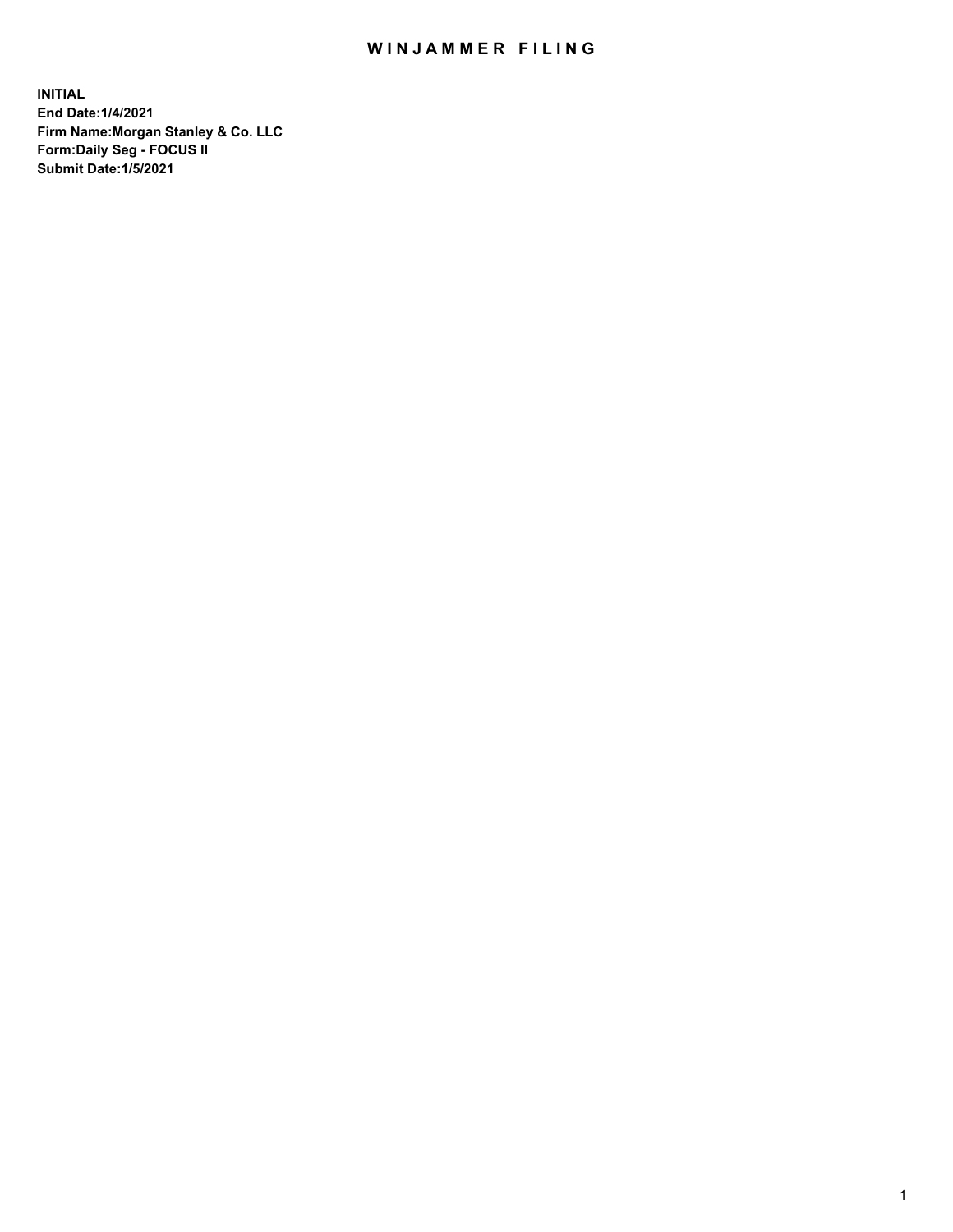# WINJAMMER FILING

**INITIAL**
**End Date:1/4/2021**
**Firm Name:Morgan Stanley & Co. LLC**
**Form:Daily Seg - FOCUS II**
**Submit Date:1/5/2021**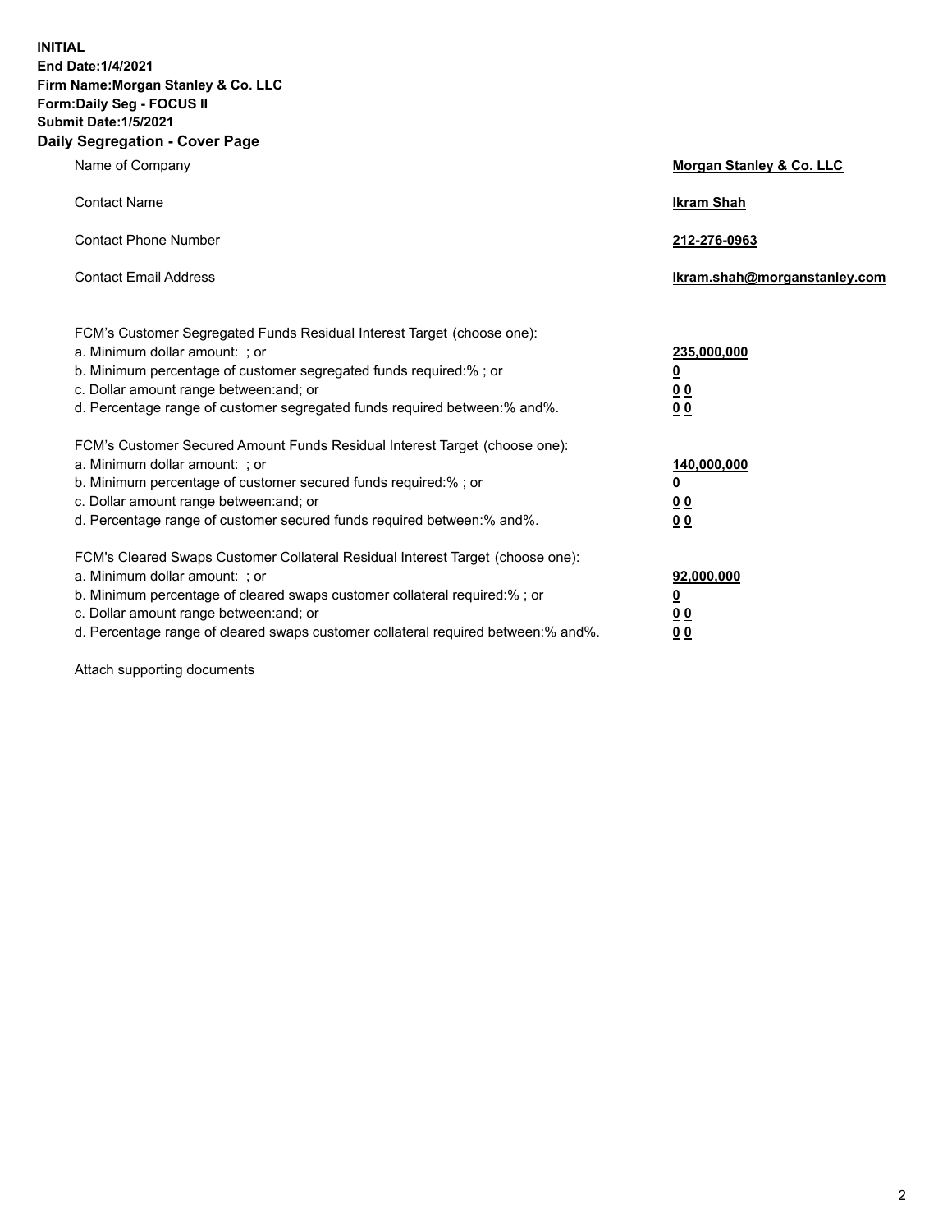**INITIAL**
**End Date:1/4/2021**
**Firm Name:Morgan Stanley & Co. LLC**
**Form:Daily Seg - FOCUS II**
**Submit Date:1/5/2021**
**Daily Segregation - Cover Page**

| | |
|---|---|
| Name of Company | **Morgan Stanley & Co. LLC** |
| Contact Name | **Ikram Shah** |
| Contact Phone Number | **212-276-0963** |
| Contact Email Address | **Ikram.shah@morganstanley.com** |

FCM's Customer Segregated Funds Residual Interest Target (choose one):

| | |
|---|---|
| a. Minimum dollar amount: ; or | **235,000,000** |
| b. Minimum percentage of customer segregated funds required:% ; or | **0** |
| c. Dollar amount range between:and; or | **0 0** |
| d. Percentage range of customer segregated funds required between:% and%. | **0 0** |

FCM's Customer Secured Amount Funds Residual Interest Target (choose one):

| | |
|---|---|
| a. Minimum dollar amount: ; or | **140,000,000** |
| b. Minimum percentage of customer secured funds required:% ; or | **0** |
| c. Dollar amount range between:and; or | **0 0** |
| d. Percentage range of customer secured funds required between:% and%. | **0 0** |

FCM's Cleared Swaps Customer Collateral Residual Interest Target (choose one):

| | |
|---|---|
| a. Minimum dollar amount: ; or | **92,000,000** |
| b. Minimum percentage of cleared swaps customer collateral required:% ; or | **0** |
| c. Dollar amount range between:and; or | **0 0** |
| d. Percentage range of cleared swaps customer collateral required between:% and%. | **0 0** |

Attach supporting documents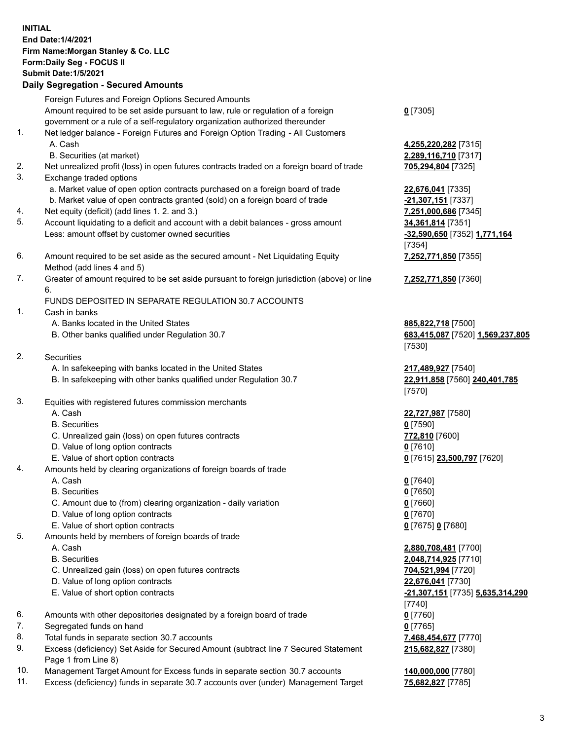**INITIAL**
**End Date:1/4/2021**
**Firm Name:Morgan Stanley & Co. LLC**
**Form:Daily Seg - FOCUS II**
**Submit Date:1/5/2021**
**Daily Segregation - Secured Amounts**

| | | |
|---|---|---|
| | Foreign Futures and Foreign Options Secured Amounts | |
| | Amount required to be set aside pursuant to law, rule or regulation of a foreign government or a rule of a self-regulatory organization authorized thereunder | **0** [7305] |
| 1. | Net ledger balance - Foreign Futures and Foreign Option Trading - All Customers | |
| | A. Cash | **4,255,220,282** [7315] |
| | B. Securities (at market) | **2,289,116,710** [7317] |
| 2. | Net unrealized profit (loss) in open futures contracts traded on a foreign board of trade | **705,294,804** [7325] |
| 3. | Exchange traded options | |
| | a. Market value of open option contracts purchased on a foreign board of trade | **22,676,041** [7335] |
| | b. Market value of open contracts granted (sold) on a foreign board of trade | **-21,307,151** [7337] |
| 4. | Net equity (deficit) (add lines 1. 2. and 3.) | **7,251,000,686** [7345] |
| 5. | Account liquidating to a deficit and account with a debit balances - gross amount | **34,361,814** [7351] |
| | Less: amount offset by customer owned securities | **-32,590,650** [7352] **1,771,164** [7354] |
| 6. | Amount required to be set aside as the secured amount - Net Liquidating Equity Method (add lines 4 and 5) | **7,252,771,850** [7355] |
| 7. | Greater of amount required to be set aside pursuant to foreign jurisdiction (above) or line 6. | **7,252,771,850** [7360] |
| | FUNDS DEPOSITED IN SEPARATE REGULATION 30.7 ACCOUNTS | |
| 1. | Cash in banks | |
| | A. Banks located in the United States | **885,822,718** [7500] |
| | B. Other banks qualified under Regulation 30.7 | **683,415,087** [7520] **1,569,237,805** [7530] |
| 2. | Securities | |
| | A. In safekeeping with banks located in the United States | **217,489,927** [7540] |
| | B. In safekeeping with other banks qualified under Regulation 30.7 | **22,911,858** [7560] **240,401,785** [7570] |
| 3. | Equities with registered futures commission merchants | |
| | A. Cash | **22,727,987** [7580] |
| | B. Securities | **0** [7590] |
| | C. Unrealized gain (loss) on open futures contracts | **772,810** [7600] |
| | D. Value of long option contracts | **0** [7610] |
| | E. Value of short option contracts | **0** [7615] **23,500,797** [7620] |
| 4. | Amounts held by clearing organizations of foreign boards of trade | |
| | A. Cash | **0** [7640] |
| | B. Securities | **0** [7650] |
| | C. Amount due to (from) clearing organization - daily variation | **0** [7660] |
| | D. Value of long option contracts | **0** [7670] |
| | E. Value of short option contracts | **0** [7675] **0** [7680] |
| 5. | Amounts held by members of foreign boards of trade | |
| | A. Cash | **2,880,708,481** [7700] |
| | B. Securities | **2,048,714,925** [7710] |
| | C. Unrealized gain (loss) on open futures contracts | **704,521,994** [7720] |
| | D. Value of long option contracts | **22,676,041** [7730] |
| | E. Value of short option contracts | **-21,307,151** [7735] **5,635,314,290** [7740] |
| 6. | Amounts with other depositories designated by a foreign board of trade | **0** [7760] |
| 7. | Segregated funds on hand | **0** [7765] |
| 8. | Total funds in separate section 30.7 accounts | **7,468,454,677** [7770] |
| 9. | Excess (deficiency) Set Aside for Secured Amount (subtract line 7 Secured Statement Page 1 from Line 8) | **215,682,827** [7380] |
| 10. | Management Target Amount for Excess funds in separate section 30.7 accounts | **140,000,000** [7780] |
| 11. | Excess (deficiency) funds in separate 30.7 accounts over (under) Management Target | **75,682,827** [7785] |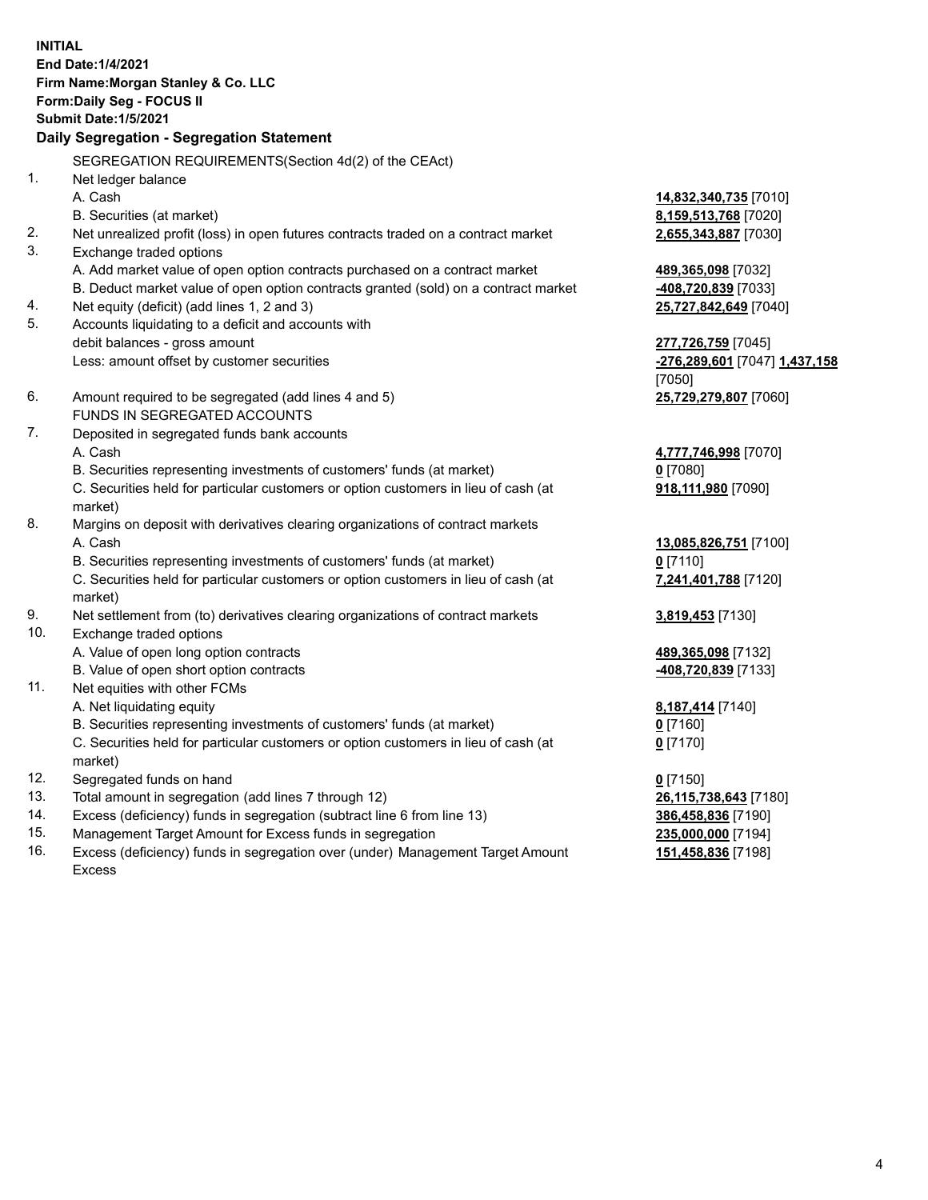**INITIAL**
**End Date:1/4/2021**
**Firm Name:Morgan Stanley & Co. LLC**
**Form:Daily Seg - FOCUS II**
**Submit Date:1/5/2021**

## Daily Segregation - Segregation Statement

SEGREGATION REQUIREMENTS(Section 4d(2) of the CEAct)

| | | |
|---|---|---|
| 1. | Net ledger balance | |
| | A. Cash | **14,832,340,735** [7010] |
| | B. Securities (at market) | **8,159,513,768** [7020] |
| 2. | Net unrealized profit (loss) in open futures contracts traded on a contract market | **2,655,343,887** [7030] |
| 3. | Exchange traded options | |
| | A. Add market value of open option contracts purchased on a contract market | **489,365,098** [7032] |
| | B. Deduct market value of open option contracts granted (sold) on a contract market | **-408,720,839** [7033] |
| 4. | Net equity (deficit) (add lines 1, 2 and 3) | **25,727,842,649** [7040] |
| 5. | Accounts liquidating to a deficit and accounts with debit balances - gross amount | **277,726,759** [7045] |
| | Less: amount offset by customer securities | **-276,289,601** [7047] **1,437,158** [7050] |
| 6. | Amount required to be segregated (add lines 4 and 5) | **25,729,279,807** [7060] |
| | FUNDS IN SEGREGATED ACCOUNTS | |
| 7. | Deposited in segregated funds bank accounts | |
| | A. Cash | **4,777,746,998** [7070] |
| | B. Securities representing investments of customers' funds (at market) | **0** [7080] |
| | C. Securities held for particular customers or option customers in lieu of cash (at market) | **918,111,980** [7090] |
| 8. | Margins on deposit with derivatives clearing organizations of contract markets | |
| | A. Cash | **13,085,826,751** [7100] |
| | B. Securities representing investments of customers' funds (at market) | **0** [7110] |
| | C. Securities held for particular customers or option customers in lieu of cash (at market) | **7,241,401,788** [7120] |
| 9. | Net settlement from (to) derivatives clearing organizations of contract markets | **3,819,453** [7130] |
| 10. | Exchange traded options | |
| | A. Value of open long option contracts | **489,365,098** [7132] |
| | B. Value of open short option contracts | **-408,720,839** [7133] |
| 11. | Net equities with other FCMs | |
| | A. Net liquidating equity | **8,187,414** [7140] |
| | B. Securities representing investments of customers' funds (at market) | **0** [7160] |
| | C. Securities held for particular customers or option customers in lieu of cash (at market) | **0** [7170] |
| 12. | Segregated funds on hand | **0** [7150] |
| 13. | Total amount in segregation (add lines 7 through 12) | **26,115,738,643** [7180] |
| 14. | Excess (deficiency) funds in segregation (subtract line 6 from line 13) | **386,458,836** [7190] |
| 15. | Management Target Amount for Excess funds in segregation | **235,000,000** [7194] |
| 16. | Excess (deficiency) funds in segregation over (under) Management Target Amount Excess | **151,458,836** [7198] |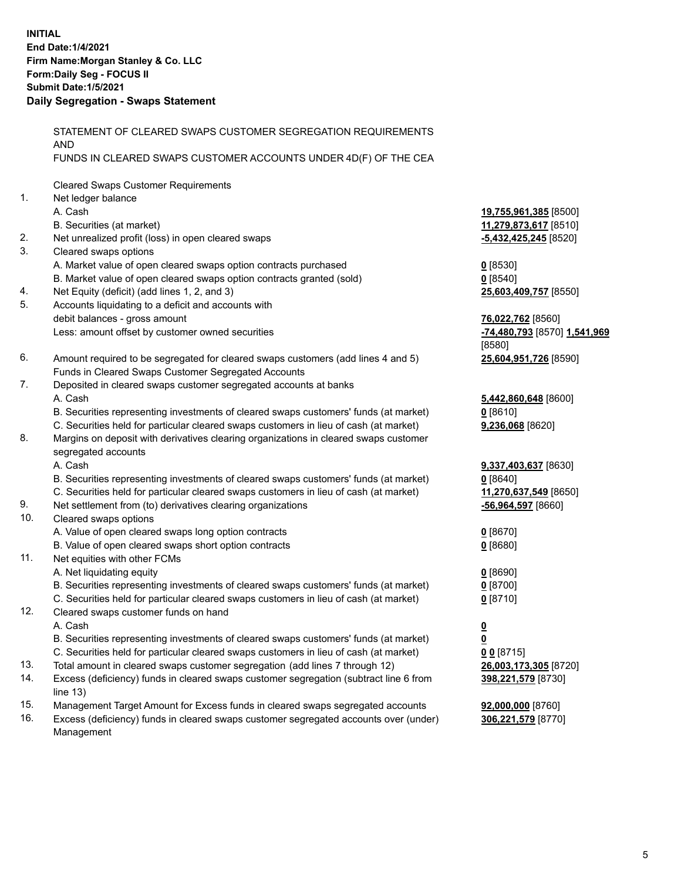**INITIAL**
**End Date:1/4/2021**
**Firm Name:Morgan Stanley & Co. LLC**
**Form:Daily Seg - FOCUS II**
**Submit Date:1/5/2021**
**Daily Segregation - Swaps Statement**

STATEMENT OF CLEARED SWAPS CUSTOMER SEGREGATION REQUIREMENTS AND FUNDS IN CLEARED SWAPS CUSTOMER ACCOUNTS UNDER 4D(F) OF THE CEA

| | | |
|---|---|---|
| | Cleared Swaps Customer Requirements | |
| 1. | Net ledger balance | |
| | A. Cash | **19,755,961,385** [8500] |
| | B. Securities (at market) | **11,279,873,617** [8510] |
| 2. | Net unrealized profit (loss) in open cleared swaps | **-5,432,425,245** [8520] |
| 3. | Cleared swaps options | |
| | A. Market value of open cleared swaps option contracts purchased | **0** [8530] |
| | B. Market value of open cleared swaps option contracts granted (sold) | **0** [8540] |
| 4. | Net Equity (deficit) (add lines 1, 2, and 3) | **25,603,409,757** [8550] |
| 5. | Accounts liquidating to a deficit and accounts with debit balances - gross amount | **76,022,762** [8560] |
| | Less: amount offset by customer owned securities | **-74,480,793** [8570] **1,541,969** [8580] |
| 6. | Amount required to be segregated for cleared swaps customers (add lines 4 and 5) | **25,604,951,726** [8590] |
| | Funds in Cleared Swaps Customer Segregated Accounts | |
| 7. | Deposited in cleared swaps customer segregated accounts at banks | |
| | A. Cash | **5,442,860,648** [8600] |
| | B. Securities representing investments of cleared swaps customers' funds (at market) | **0** [8610] |
| | C. Securities held for particular cleared swaps customers in lieu of cash (at market) | **9,236,068** [8620] |
| 8. | Margins on deposit with derivatives clearing organizations in cleared swaps customer segregated accounts | |
| | A. Cash | **9,337,403,637** [8630] |
| | B. Securities representing investments of cleared swaps customers' funds (at market) | **0** [8640] |
| | C. Securities held for particular cleared swaps customers in lieu of cash (at market) | **11,270,637,549** [8650] |
| 9. | Net settlement from (to) derivatives clearing organizations | **-56,964,597** [8660] |
| 10. | Cleared swaps options | |
| | A. Value of open cleared swaps long option contracts | **0** [8670] |
| | B. Value of open cleared swaps short option contracts | **0** [8680] |
| 11. | Net equities with other FCMs | |
| | A. Net liquidating equity | **0** [8690] |
| | B. Securities representing investments of cleared swaps customers' funds (at market) | **0** [8700] |
| | C. Securities held for particular cleared swaps customers in lieu of cash (at market) | **0** [8710] |
| 12. | Cleared swaps customer funds on hand | |
| | A. Cash | **0** |
| | B. Securities representing investments of cleared swaps customers' funds (at market) | **0** |
| | C. Securities held for particular cleared swaps customers in lieu of cash (at market) | **0** **0** [8715] |
| 13. | Total amount in cleared swaps customer segregation (add lines 7 through 12) | **26,003,173,305** [8720] |
| 14. | Excess (deficiency) funds in cleared swaps customer segregation (subtract line 6 from line 13) | **398,221,579** [8730] |
| 15. | Management Target Amount for Excess funds in cleared swaps segregated accounts | **92,000,000** [8760] |
| 16. | Excess (deficiency) funds in cleared swaps customer segregated accounts over (under) Management | **306,221,579** [8770] |